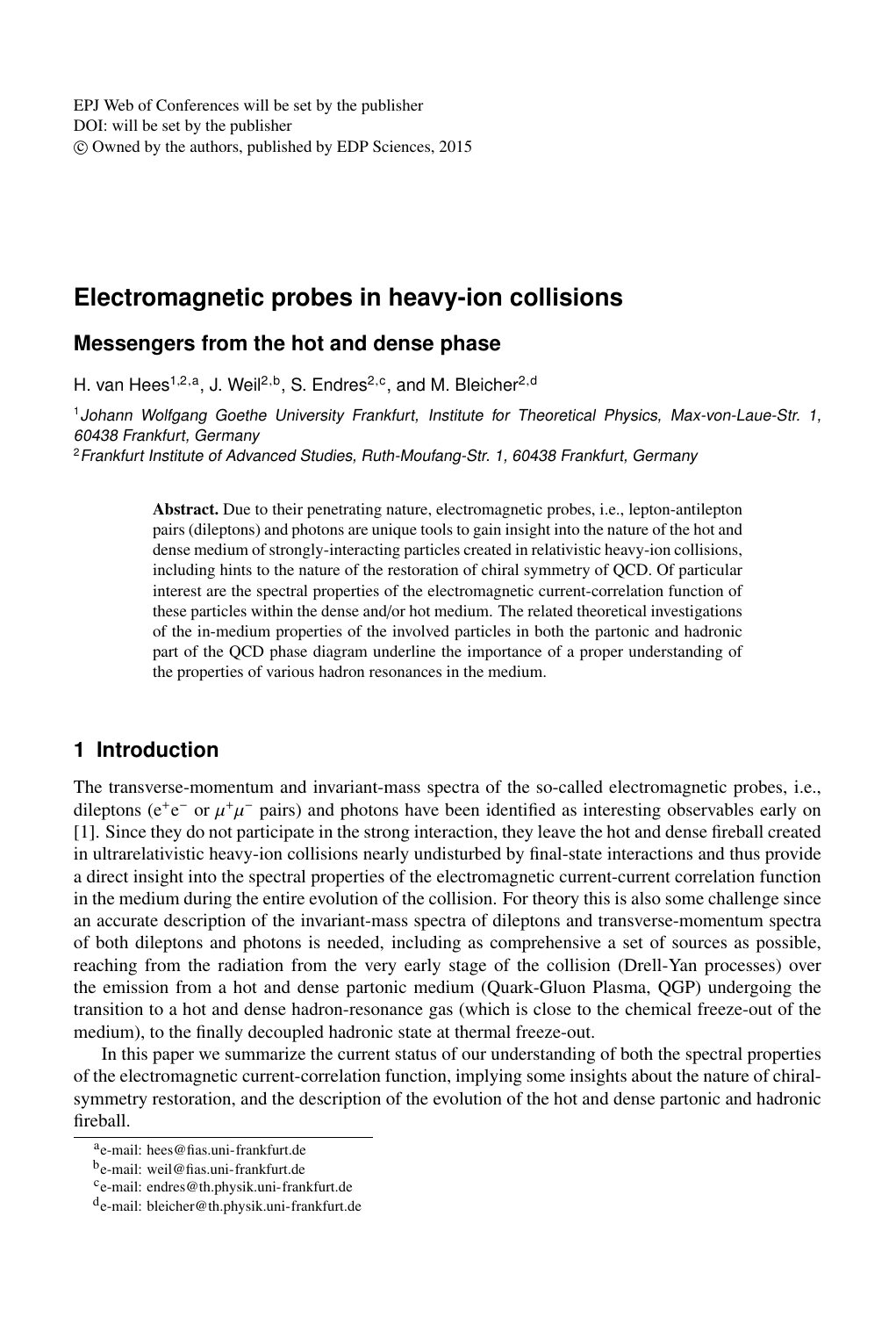EPJ Web of Conferences will be set by the publisher
DOI: will be set by the publisher
© Owned by the authors, published by EDP Sciences, 2015

# Electromagnetic probes in heavy-ion collisions

## Messengers from the hot and dense phase

H. van Hees[1,2,a], J. Weil[2,b], S. Endres[2,c], and M. Bleicher[2,d]

[1] *Johann Wolfgang Goethe University Frankfurt, Institute for Theoretical Physics, Max-von-Laue-Str. 1, 60438 Frankfurt, Germany*
[2] *Frankfurt Institute of Advanced Studies, Ruth-Moufang-Str. 1, 60438 Frankfurt, Germany*

**Abstract.** Due to their penetrating nature, electromagnetic probes, i.e., lepton-antilepton pairs (dileptons) and photons are unique tools to gain insight into the nature of the hot and dense medium of strongly-interacting particles created in relativistic heavy-ion collisions, including hints to the nature of the restoration of chiral symmetry of QCD. Of particular interest are the spectral properties of the electromagnetic current-correlation function of these particles within the dense and/or hot medium. The related theoretical investigations of the in-medium properties of the involved particles in both the partonic and hadronic part of the QCD phase diagram underline the importance of a proper understanding of the properties of various hadron resonances in the medium.

## 1 Introduction

The transverse-momentum and invariant-mass spectra of the so-called electromagnetic probes, i.e., dileptons ($e^+e^-$ or $\mu^+\mu^-$ pairs) and photons have been identified as interesting observables early on [1]. Since they do not participate in the strong interaction, they leave the hot and dense fireball created in ultrarelativistic heavy-ion collisions nearly undisturbed by final-state interactions and thus provide a direct insight into the spectral properties of the electromagnetic current-current correlation function in the medium during the entire evolution of the collision. For theory this is also some challenge since an accurate description of the invariant-mass spectra of dileptons and transverse-momentum spectra of both dileptons and photons is needed, including as comprehensive a set of sources as possible, reaching from the radiation from the very early stage of the collision (Drell-Yan processes) over the emission from a hot and dense partonic medium (Quark-Gluon Plasma, QGP) undergoing the transition to a hot and dense hadron-resonance gas (which is close to the chemical freeze-out of the medium), to the finally decoupled hadronic state at thermal freeze-out.

In this paper we summarize the current status of our understanding of both the spectral properties of the electromagnetic current-correlation function, implying some insights about the nature of chiral-symmetry restoration, and the description of the evolution of the hot and dense partonic and hadronic fireball.

[a] e-mail: hees@fias.uni-frankfurt.de
[b] e-mail: weil@fias.uni-frankfurt.de
[c] e-mail: endres@th.physik.uni-frankfurt.de
[d] e-mail: bleicher@th.physik.uni-frankfurt.de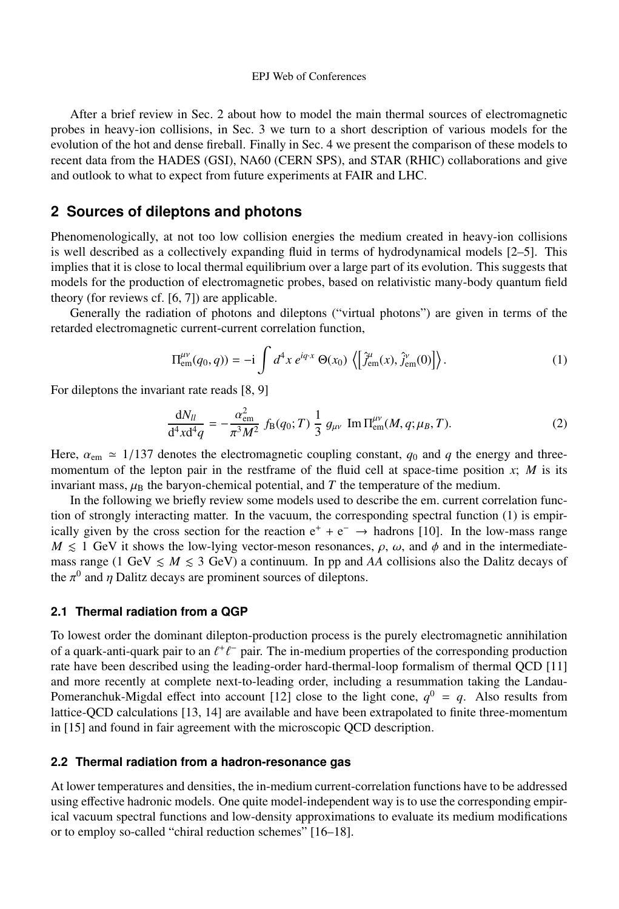After a brief review in Sec. 2 about how to model the main thermal sources of electromagnetic probes in heavy-ion collisions, in Sec. 3 we turn to a short description of various models for the evolution of the hot and dense fireball. Finally in Sec. 4 we present the comparison of these models to recent data from the HADES (GSI), NA60 (CERN SPS), and STAR (RHIC) collaborations and give and outlook to what to expect from future experiments at FAIR and LHC.

## 2 Sources of dileptons and photons

Phenomenologically, at not too low collision energies the medium created in heavy-ion collisions is well described as a collectively expanding fluid in terms of hydrodynamical models [2–5]. This implies that it is close to local thermal equilibrium over a large part of its evolution. This suggests that models for the production of electromagnetic probes, based on relativistic many-body quantum field theory (for reviews cf. [6, 7]) are applicable.

Generally the radiation of photons and dileptons ("virtual photons") are given in terms of the retarded electromagnetic current-current correlation function,

$$\Pi^{\mu\nu}_{\text{em}}(q_0, q)) = -\mathrm{i} \int d^4x \, e^{iq\cdot x} \, \Theta(x_0) \, \left\langle \left[ \hat{j}^{\mu}_{\text{em}}(x), \hat{j}^{\nu}_{\text{em}}(0) \right] \right\rangle. \tag{1}$$

For dileptons the invariant rate reads [8, 9]

$$\frac{\mathrm{d}N_{ll}}{\mathrm{d}^4x \mathrm{d}^4q} = -\frac{\alpha^2_{\text{em}}}{\pi^3 M^2} \, f_{\text{B}}(q_0; T) \, \frac{1}{3} \, g_{\mu\nu} \, \operatorname{Im} \Pi^{\mu\nu}_{\text{em}}(M, q; \mu_B, T). \tag{2}$$

Here, $\alpha_{\text{em}} \simeq 1/137$ denotes the electromagnetic coupling constant, $q_0$ and $q$ the energy and three-momentum of the lepton pair in the restframe of the fluid cell at space-time position $x$; $M$ is its invariant mass, $\mu_{\text{B}}$ the baryon-chemical potential, and $T$ the temperature of the medium.

In the following we briefly review some models used to describe the em. current correlation function of strongly interacting matter. In the vacuum, the corresponding spectral function (1) is empirically given by the cross section for the reaction $e^+ + e^- \rightarrow$ hadrons [10]. In the low-mass range $M \lesssim 1$ GeV it shows the low-lying vector-meson resonances, $\rho$, $\omega$, and $\phi$ and in the intermediate-mass range (1 GeV $\lesssim M \lesssim$ 3 GeV) a continuum. In pp and $AA$ collisions also the Dalitz decays of the $\pi^0$ and $\eta$ Dalitz decays are prominent sources of dileptons.

### 2.1 Thermal radiation from a QGP

To lowest order the dominant dilepton-production process is the purely electromagnetic annihilation of a quark-anti-quark pair to an $\ell^+\ell^-$ pair. The in-medium properties of the corresponding production rate have been described using the leading-order hard-thermal-loop formalism of thermal QCD [11] and more recently at complete next-to-leading order, including a resummation taking the Landau-Pomeranchuk-Migdal effect into account [12] close to the light cone, $q^0 = q$. Also results from lattice-QCD calculations [13, 14] are available and have been extrapolated to finite three-momentum in [15] and found in fair agreement with the microscopic QCD description.

### 2.2 Thermal radiation from a hadron-resonance gas

At lower temperatures and densities, the in-medium current-correlation functions have to be addressed using effective hadronic models. One quite model-independent way is to use the corresponding empirical vacuum spectral functions and low-density approximations to evaluate its medium modifications or to employ so-called "chiral reduction schemes" [16–18].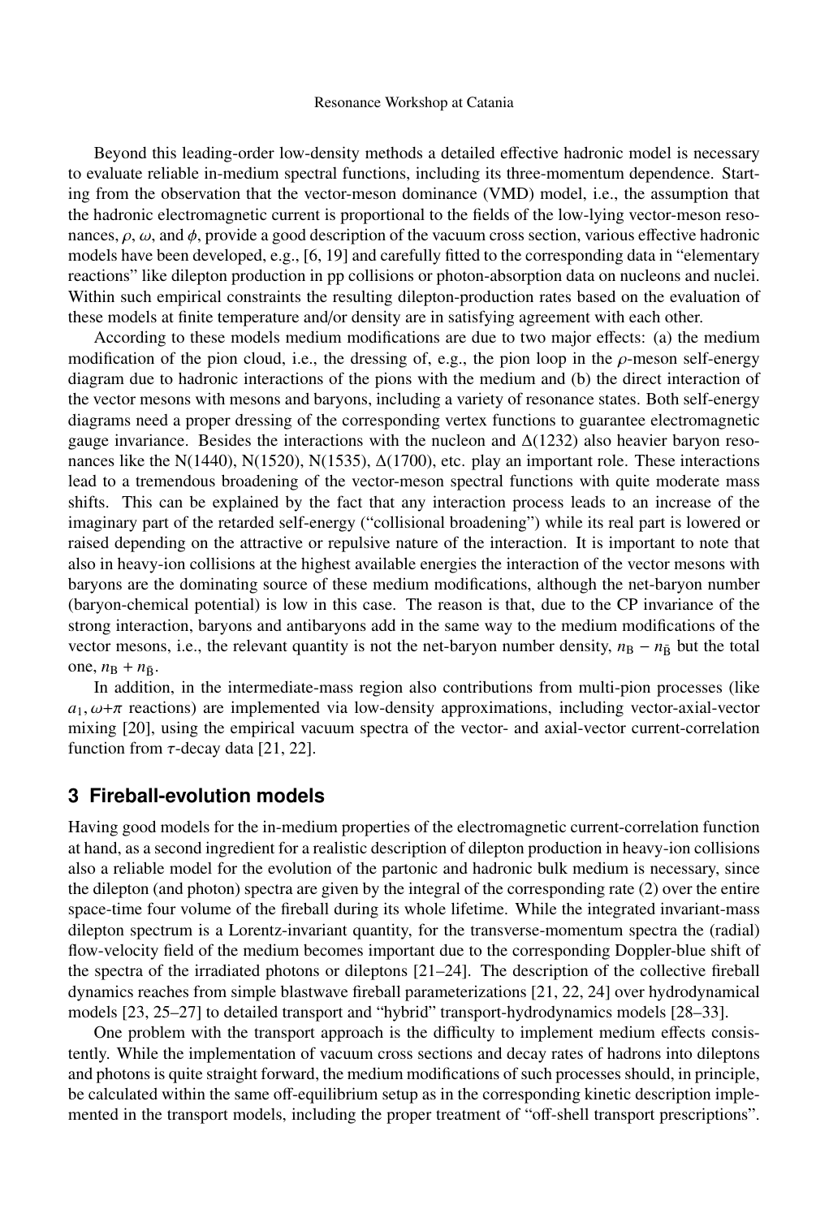Beyond this leading-order low-density methods a detailed effective hadronic model is necessary to evaluate reliable in-medium spectral functions, including its three-momentum dependence. Starting from the observation that the vector-meson dominance (VMD) model, i.e., the assumption that the hadronic electromagnetic current is proportional to the fields of the low-lying vector-meson resonances, $\rho$, $\omega$, and $\phi$, provide a good description of the vacuum cross section, various effective hadronic models have been developed, e.g., [6, 19] and carefully fitted to the corresponding data in "elementary reactions" like dilepton production in pp collisions or photon-absorption data on nucleons and nuclei. Within such empirical constraints the resulting dilepton-production rates based on the evaluation of these models at finite temperature and/or density are in satisfying agreement with each other.

According to these models medium modifications are due to two major effects: (a) the medium modification of the pion cloud, i.e., the dressing of, e.g., the pion loop in the $\rho$-meson self-energy diagram due to hadronic interactions of the pions with the medium and (b) the direct interaction of the vector mesons with mesons and baryons, including a variety of resonance states. Both self-energy diagrams need a proper dressing of the corresponding vertex functions to guarantee electromagnetic gauge invariance. Besides the interactions with the nucleon and $\Delta(1232)$ also heavier baryon resonances like the N(1440), N(1520), N(1535), $\Delta(1700)$, etc. play an important role. These interactions lead to a tremendous broadening of the vector-meson spectral functions with quite moderate mass shifts. This can be explained by the fact that any interaction process leads to an increase of the imaginary part of the retarded self-energy ("collisional broadening") while its real part is lowered or raised depending on the attractive or repulsive nature of the interaction. It is important to note that also in heavy-ion collisions at the highest available energies the interaction of the vector mesons with baryons are the dominating source of these medium modifications, although the net-baryon number (baryon-chemical potential) is low in this case. The reason is that, due to the CP invariance of the strong interaction, baryons and antibaryons add in the same way to the medium modifications of the vector mesons, i.e., the relevant quantity is not the net-baryon number density, $n_{\mathrm{B}} - n_{\bar{\mathrm{B}}}$ but the total one, $n_{\mathrm{B}} + n_{\bar{\mathrm{B}}}$.

In addition, in the intermediate-mass region also contributions from multi-pion processes (like $a_1, \omega$+$\pi$ reactions) are implemented via low-density approximations, including vector-axial-vector mixing [20], using the empirical vacuum spectra of the vector- and axial-vector current-correlation function from $\tau$-decay data [21, 22].

## 3 Fireball-evolution models

Having good models for the in-medium properties of the electromagnetic current-correlation function at hand, as a second ingredient for a realistic description of dilepton production in heavy-ion collisions also a reliable model for the evolution of the partonic and hadronic bulk medium is necessary, since the dilepton (and photon) spectra are given by the integral of the corresponding rate (2) over the entire space-time four volume of the fireball during its whole lifetime. While the integrated invariant-mass dilepton spectrum is a Lorentz-invariant quantity, for the transverse-momentum spectra the (radial) flow-velocity field of the medium becomes important due to the corresponding Doppler-blue shift of the spectra of the irradiated photons or dileptons [21–24]. The description of the collective fireball dynamics reaches from simple blastwave fireball parameterizations [21, 22, 24] over hydrodynamical models [23, 25–27] to detailed transport and "hybrid" transport-hydrodynamics models [28–33].

One problem with the transport approach is the difficulty to implement medium effects consistently. While the implementation of vacuum cross sections and decay rates of hadrons into dileptons and photons is quite straight forward, the medium modifications of such processes should, in principle, be calculated within the same off-equilibrium setup as in the corresponding kinetic description implemented in the transport models, including the proper treatment of "off-shell transport prescriptions".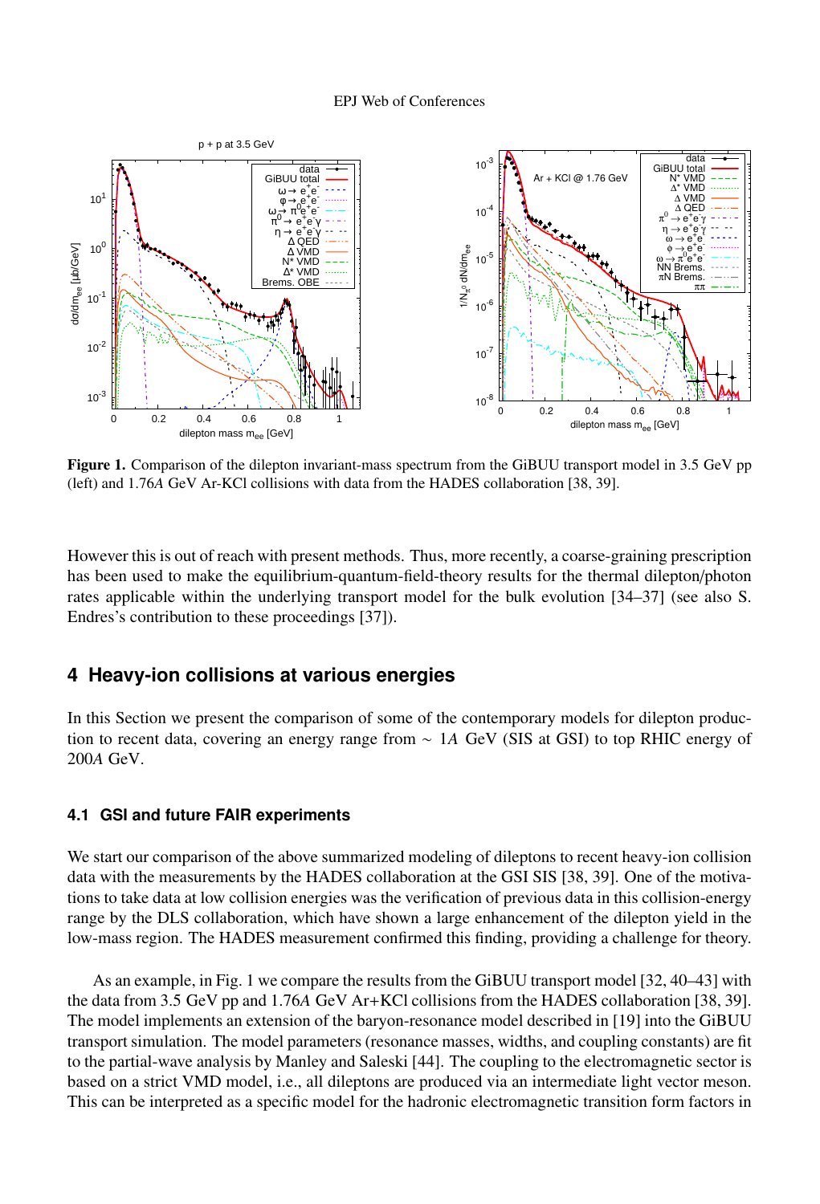**Figure 1.** Comparison of the dilepton invariant-mass spectrum from the GiBUU transport model in 3.5 GeV pp (left) and 1.76*A* GeV Ar-KCl collisions with data from the HADES collaboration [38, 39].

However this is out of reach with present methods. Thus, more recently, a coarse-graining prescription has been used to make the equilibrium-quantum-field-theory results for the thermal dilepton/photon rates applicable within the underlying transport model for the bulk evolution [34–37] (see also S. Endres's contribution to these proceedings [37]).

## 4 Heavy-ion collisions at various energies

In this Section we present the comparison of some of the contemporary models for dilepton production to recent data, covering an energy range from $\sim 1A$ GeV (SIS at GSI) to top RHIC energy of 200*A* GeV.

### 4.1 GSI and future FAIR experiments

We start our comparison of the above summarized modeling of dileptons to recent heavy-ion collision data with the measurements by the HADES collaboration at the GSI SIS [38, 39]. One of the motivations to take data at low collision energies was the verification of previous data in this collision-energy range by the DLS collaboration, which have shown a large enhancement of the dilepton yield in the low-mass region. The HADES measurement confirmed this finding, providing a challenge for theory.

As an example, in Fig. 1 we compare the results from the GiBUU transport model [32, 40–43] with the data from 3.5 GeV pp and 1.76*A* GeV Ar+KCl collisions from the HADES collaboration [38, 39]. The model implements an extension of the baryon-resonance model described in [19] into the GiBUU transport simulation. The model parameters (resonance masses, widths, and coupling constants) are fit to the partial-wave analysis by Manley and Saleski [44]. The coupling to the electromagnetic sector is based on a strict VMD model, i.e., all dileptons are produced via an intermediate light vector meson. This can be interpreted as a specific model for the hadronic electromagnetic transition form factors in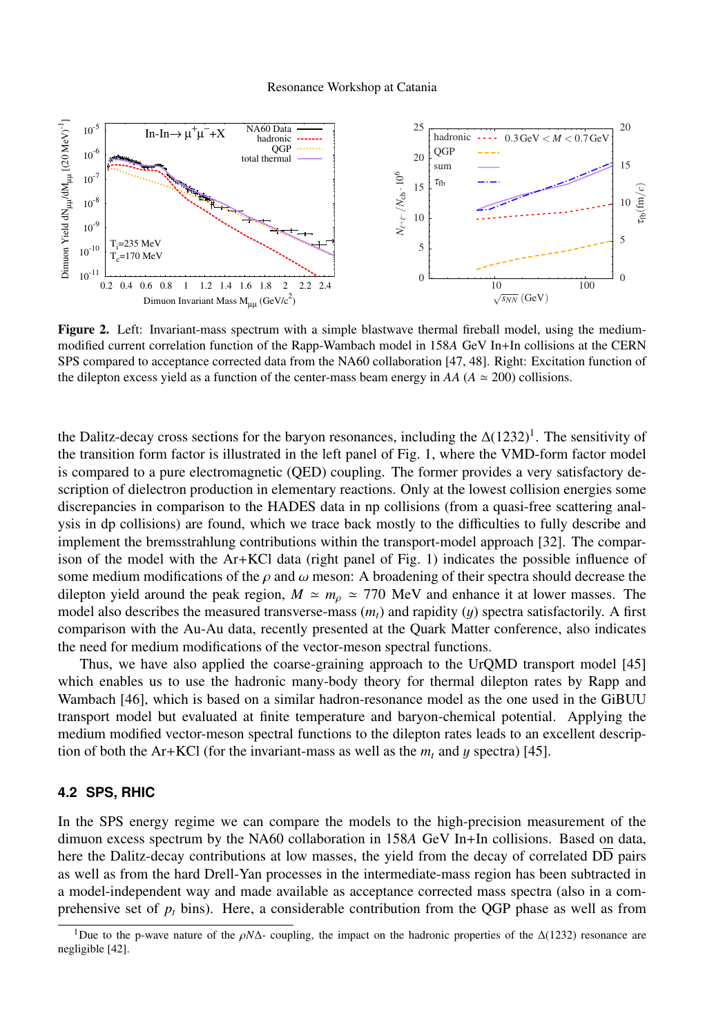**Figure 2.** Left: Invariant-mass spectrum with a simple blastwave thermal fireball model, using the medium-modified current correlation function of the Rapp-Wambach model in 158*A* GeV In+In collisions at the CERN SPS compared to acceptance corrected data from the NA60 collaboration [47, 48]. Right: Excitation function of the dilepton excess yield as a function of the center-mass beam energy in *AA* ($A \simeq 200$) collisions.

the Dalitz-decay cross sections for the baryon resonances, including the $\Delta(1232)$[1]. The sensitivity of the transition form factor is illustrated in the left panel of Fig. 1, where the VMD-form factor model is compared to a pure electromagnetic (QED) coupling. The former provides a very satisfactory description of dielectron production in elementary reactions. Only at the lowest collision energies some discrepancies in comparison to the HADES data in np collisions (from a quasi-free scattering analysis in dp collisions) are found, which we trace back mostly to the difficulties to fully describe and implement the bremsstrahlung contributions within the transport-model approach [32]. The comparison of the model with the Ar+KCl data (right panel of Fig. 1) indicates the possible influence of some medium modifications of the $\rho$ and $\omega$ meson: A broadening of their spectra should decrease the dilepton yield around the peak region, $M \simeq m_\rho \simeq 770$ MeV and enhance it at lower masses. The model also describes the measured transverse-mass ($m_t$) and rapidity ($y$) spectra satisfactorily. A first comparison with the Au-Au data, recently presented at the Quark Matter conference, also indicates the need for medium modifications of the vector-meson spectral functions.

Thus, we have also applied the coarse-graining approach to the UrQMD transport model [45] which enables us to use the hadronic many-body theory for thermal dilepton rates by Rapp and Wambach [46], which is based on a similar hadron-resonance model as the one used in the GiBUU transport model but evaluated at finite temperature and baryon-chemical potential. Applying the medium modified vector-meson spectral functions to the dilepton rates leads to an excellent description of both the Ar+KCl (for the invariant-mass as well as the $m_t$ and $y$ spectra) [45].

### 4.2 SPS, RHIC

In the SPS energy regime we can compare the models to the high-precision measurement of the dimuon excess spectrum by the NA60 collaboration in 158*A* GeV In+In collisions. Based on data, here the Dalitz-decay contributions at low masses, the yield from the decay of correlated $D\overline{D}$ pairs as well as from the hard Drell-Yan processes in the intermediate-mass region has been subtracted in a model-independent way and made available as acceptance corrected mass spectra (also in a comprehensive set of $p_t$ bins). Here, a considerable contribution from the QGP phase as well as from

[1] Due to the p-wave nature of the $\rho N \Delta$- coupling, the impact on the hadronic properties of the $\Delta(1232)$ resonance are negligible [42].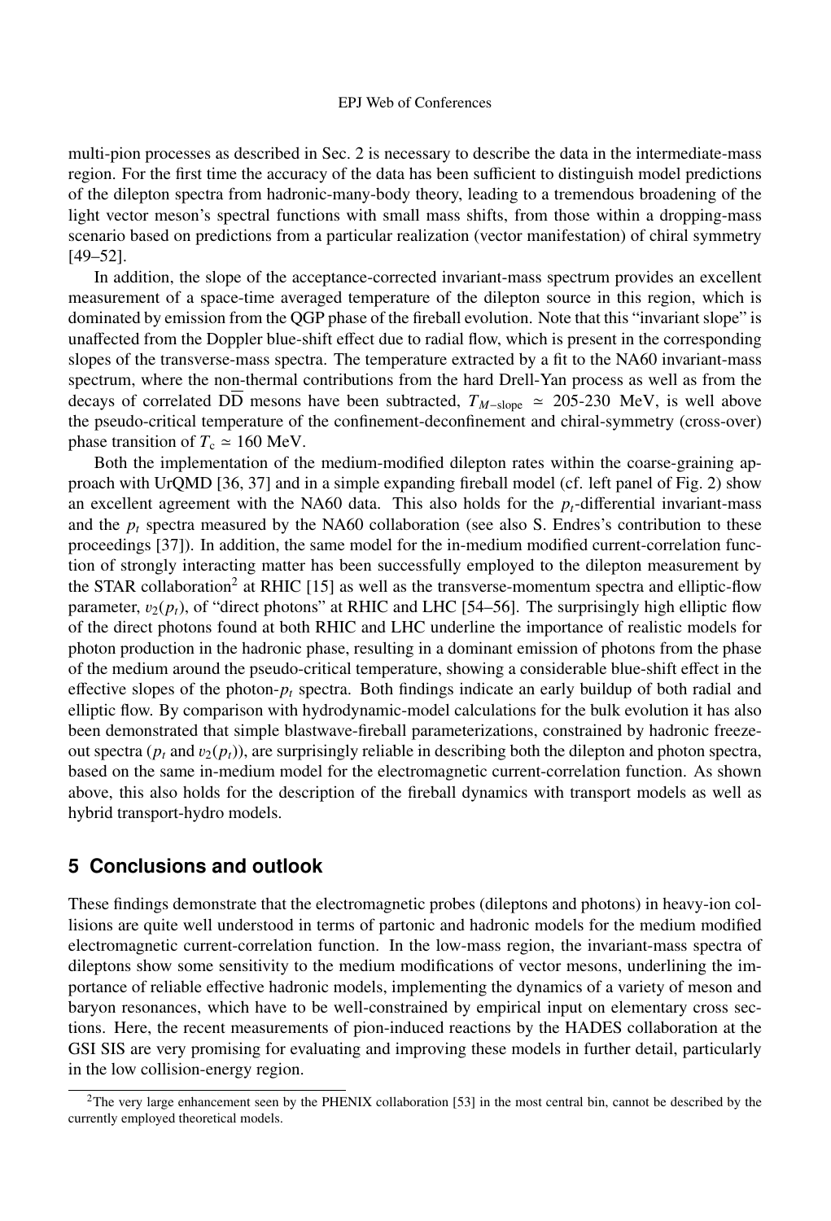multi-pion processes as described in Sec. 2 is necessary to describe the data in the intermediate-mass region. For the first time the accuracy of the data has been sufficient to distinguish model predictions of the dilepton spectra from hadronic-many-body theory, leading to a tremendous broadening of the light vector meson's spectral functions with small mass shifts, from those within a dropping-mass scenario based on predictions from a particular realization (vector manifestation) of chiral symmetry [49–52].

In addition, the slope of the acceptance-corrected invariant-mass spectrum provides an excellent measurement of a space-time averaged temperature of the dilepton source in this region, which is dominated by emission from the QGP phase of the fireball evolution. Note that this "invariant slope" is unaffected from the Doppler blue-shift effect due to radial flow, which is present in the corresponding slopes of the transverse-mass spectra. The temperature extracted by a fit to the NA60 invariant-mass spectrum, where the non-thermal contributions from the hard Drell-Yan process as well as from the decays of correlated $\mathrm{D}\overline{\mathrm{D}}$ mesons have been subtracted, $T_{M-\text{slope}} \simeq$ 205-230 MeV, is well above the pseudo-critical temperature of the confinement-deconfinement and chiral-symmetry (cross-over) phase transition of $T_{\mathrm{c}} \simeq 160$ MeV.

Both the implementation of the medium-modified dilepton rates within the coarse-graining approach with UrQMD [36, 37] and in a simple expanding fireball model (cf. left panel of Fig. 2) show an excellent agreement with the NA60 data. This also holds for the $p_t$-differential invariant-mass and the $p_t$ spectra measured by the NA60 collaboration (see also S. Endres's contribution to these proceedings [37]). In addition, the same model for the in-medium modified current-correlation function of strongly interacting matter has been successfully employed to the dilepton measurement by the STAR collaboration[2] at RHIC [15] as well as the transverse-momentum spectra and elliptic-flow parameter, $v_2(p_t)$, of "direct photons" at RHIC and LHC [54–56]. The surprisingly high elliptic flow of the direct photons found at both RHIC and LHC underline the importance of realistic models for photon production in the hadronic phase, resulting in a dominant emission of photons from the phase of the medium around the pseudo-critical temperature, showing a considerable blue-shift effect in the effective slopes of the photon-$p_t$ spectra. Both findings indicate an early buildup of both radial and elliptic flow. By comparison with hydrodynamic-model calculations for the bulk evolution it has also been demonstrated that simple blastwave-fireball parameterizations, constrained by hadronic freeze-out spectra ($p_t$ and $v_2(p_t)$), are surprisingly reliable in describing both the dilepton and photon spectra, based on the same in-medium model for the electromagnetic current-correlation function. As shown above, this also holds for the description of the fireball dynamics with transport models as well as hybrid transport-hydro models.

## 5 Conclusions and outlook

These findings demonstrate that the electromagnetic probes (dileptons and photons) in heavy-ion collisions are quite well understood in terms of partonic and hadronic models for the medium modified electromagnetic current-correlation function. In the low-mass region, the invariant-mass spectra of dileptons show some sensitivity to the medium modifications of vector mesons, underlining the importance of reliable effective hadronic models, implementing the dynamics of a variety of meson and baryon resonances, which have to be well-constrained by empirical input on elementary cross sections. Here, the recent measurements of pion-induced reactions by the HADES collaboration at the GSI SIS are very promising for evaluating and improving these models in further detail, particularly in the low collision-energy region.

[2] The very large enhancement seen by the PHENIX collaboration [53] in the most central bin, cannot be described by the currently employed theoretical models.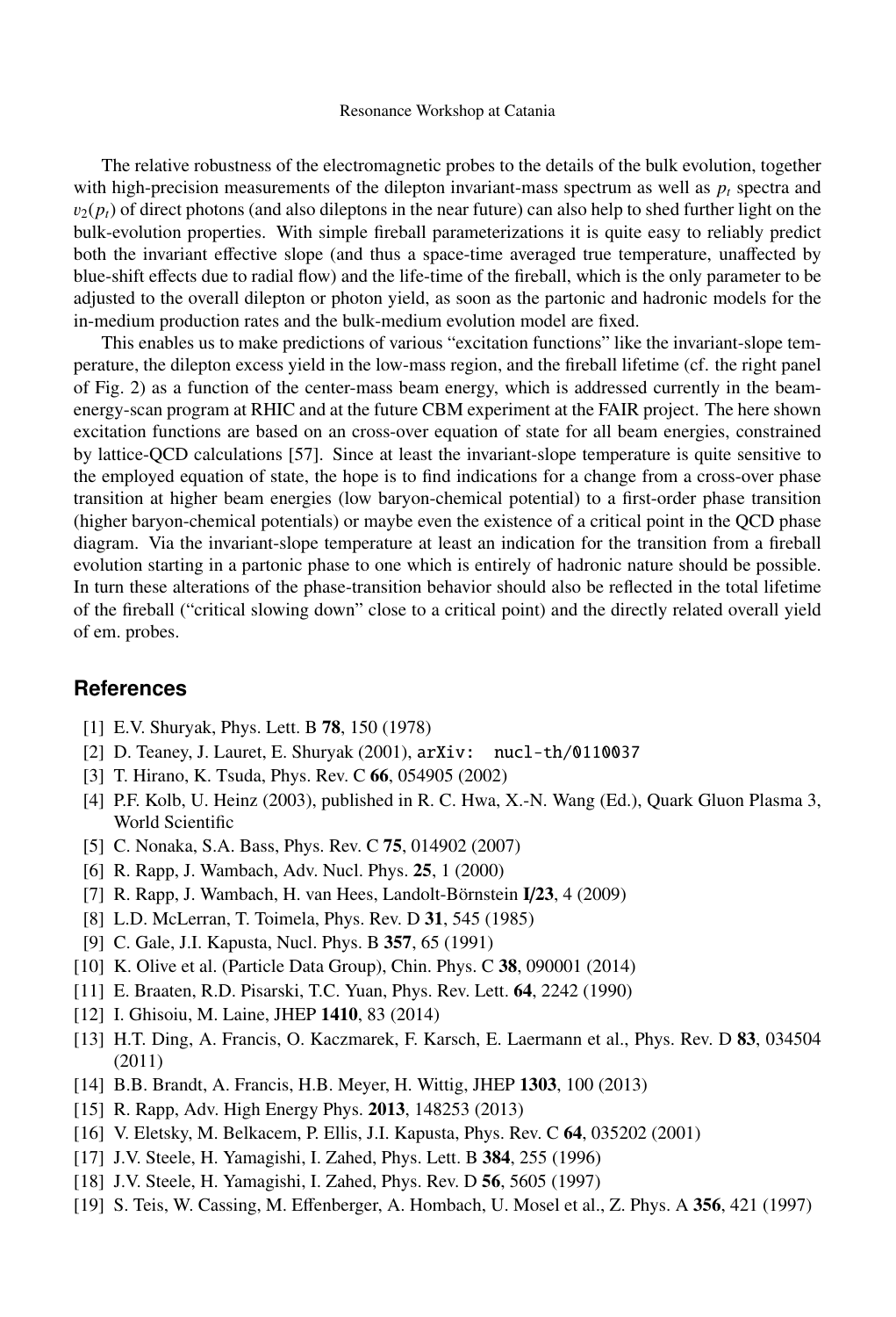The relative robustness of the electromagnetic probes to the details of the bulk evolution, together with high-precision measurements of the dilepton invariant-mass spectrum as well as $p_t$ spectra and $v_2(p_t)$ of direct photons (and also dileptons in the near future) can also help to shed further light on the bulk-evolution properties. With simple fireball parameterizations it is quite easy to reliably predict both the invariant effective slope (and thus a space-time averaged true temperature, unaffected by blue-shift effects due to radial flow) and the life-time of the fireball, which is the only parameter to be adjusted to the overall dilepton or photon yield, as soon as the partonic and hadronic models for the in-medium production rates and the bulk-medium evolution model are fixed.

This enables us to make predictions of various "excitation functions" like the invariant-slope temperature, the dilepton excess yield in the low-mass region, and the fireball lifetime (cf. the right panel of Fig. 2) as a function of the center-mass beam energy, which is addressed currently in the beam-energy-scan program at RHIC and at the future CBM experiment at the FAIR project. The here shown excitation functions are based on an cross-over equation of state for all beam energies, constrained by lattice-QCD calculations [57]. Since at least the invariant-slope temperature is quite sensitive to the employed equation of state, the hope is to find indications for a change from a cross-over phase transition at higher beam energies (low baryon-chemical potential) to a first-order phase transition (higher baryon-chemical potentials) or maybe even the existence of a critical point in the QCD phase diagram. Via the invariant-slope temperature at least an indication for the transition from a fireball evolution starting in a partonic phase to one which is entirely of hadronic nature should be possible. In turn these alterations of the phase-transition behavior should also be reflected in the total lifetime of the fireball ("critical slowing down" close to a critical point) and the directly related overall yield of em. probes.

## References

[1] E.V. Shuryak, Phys. Lett. B **78**, 150 (1978)

[2] D. Teaney, J. Lauret, E. Shuryak (2001), arXiv: nucl-th/0110037

[3] T. Hirano, K. Tsuda, Phys. Rev. C **66**, 054905 (2002)

[4] P.F. Kolb, U. Heinz (2003), published in R. C. Hwa, X.-N. Wang (Ed.), Quark Gluon Plasma 3, World Scientific

[5] C. Nonaka, S.A. Bass, Phys. Rev. C **75**, 014902 (2007)

[6] R. Rapp, J. Wambach, Adv. Nucl. Phys. **25**, 1 (2000)

[7] R. Rapp, J. Wambach, H. van Hees, Landolt-Börnstein **I/23**, 4 (2009)

[8] L.D. McLerran, T. Toimela, Phys. Rev. D **31**, 545 (1985)

[9] C. Gale, J.I. Kapusta, Nucl. Phys. B **357**, 65 (1991)

[10] K. Olive et al. (Particle Data Group), Chin. Phys. C **38**, 090001 (2014)

[11] E. Braaten, R.D. Pisarski, T.C. Yuan, Phys. Rev. Lett. **64**, 2242 (1990)

[12] I. Ghisoiu, M. Laine, JHEP **1410**, 83 (2014)

[13] H.T. Ding, A. Francis, O. Kaczmarek, F. Karsch, E. Laermann et al., Phys. Rev. D **83**, 034504 (2011)

[14] B.B. Brandt, A. Francis, H.B. Meyer, H. Wittig, JHEP **1303**, 100 (2013)

[15] R. Rapp, Adv. High Energy Phys. **2013**, 148253 (2013)

[16] V. Eletsky, M. Belkacem, P. Ellis, J.I. Kapusta, Phys. Rev. C **64**, 035202 (2001)

[17] J.V. Steele, H. Yamagishi, I. Zahed, Phys. Lett. B **384**, 255 (1996)

[18] J.V. Steele, H. Yamagishi, I. Zahed, Phys. Rev. D **56**, 5605 (1997)

[19] S. Teis, W. Cassing, M. Effenberger, A. Hombach, U. Mosel et al., Z. Phys. A **356**, 421 (1997)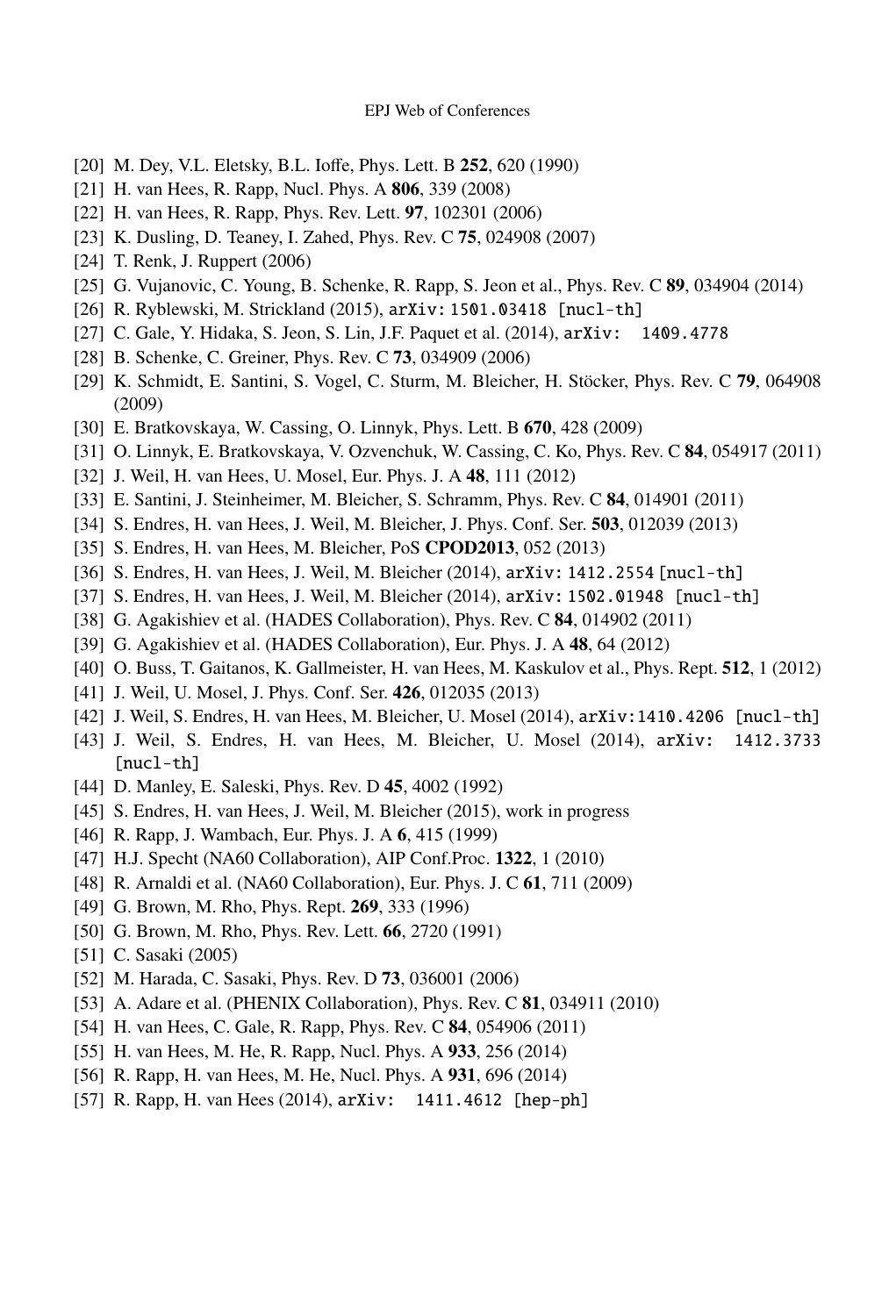[20] M. Dey, V.L. Eletsky, B.L. Ioffe, Phys. Lett. B **252**, 620 (1990)
[21] H. van Hees, R. Rapp, Nucl. Phys. A **806**, 339 (2008)
[22] H. van Hees, R. Rapp, Phys. Rev. Lett. **97**, 102301 (2006)
[23] K. Dusling, D. Teaney, I. Zahed, Phys. Rev. C **75**, 024908 (2007)
[24] T. Renk, J. Ruppert (2006)
[25] G. Vujanovic, C. Young, B. Schenke, R. Rapp, S. Jeon et al., Phys. Rev. C **89**, 034904 (2014)
[26] R. Ryblewski, M. Strickland (2015), `arXiv: 1501.03418 [nucl-th]`
[27] C. Gale, Y. Hidaka, S. Jeon, S. Lin, J.F. Paquet et al. (2014), `arXiv: 1409.4778`
[28] B. Schenke, C. Greiner, Phys. Rev. C **73**, 034909 (2006)
[29] K. Schmidt, E. Santini, S. Vogel, C. Sturm, M. Bleicher, H. Stöcker, Phys. Rev. C **79**, 064908 (2009)
[30] E. Bratkovskaya, W. Cassing, O. Linnyk, Phys. Lett. B **670**, 428 (2009)
[31] O. Linnyk, E. Bratkovskaya, V. Ozvenchuk, W. Cassing, C. Ko, Phys. Rev. C **84**, 054917 (2011)
[32] J. Weil, H. van Hees, U. Mosel, Eur. Phys. J. A **48**, 111 (2012)
[33] E. Santini, J. Steinheimer, M. Bleicher, S. Schramm, Phys. Rev. C **84**, 014901 (2011)
[34] S. Endres, H. van Hees, J. Weil, M. Bleicher, J. Phys. Conf. Ser. **503**, 012039 (2013)
[35] S. Endres, H. van Hees, M. Bleicher, PoS **CPOD2013**, 052 (2013)
[36] S. Endres, H. van Hees, J. Weil, M. Bleicher (2014), `arXiv: 1412.2554 [nucl-th]`
[37] S. Endres, H. van Hees, J. Weil, M. Bleicher (2014), `arXiv: 1502.01948 [nucl-th]`
[38] G. Agakishiev et al. (HADES Collaboration), Phys. Rev. C **84**, 014902 (2011)
[39] G. Agakishiev et al. (HADES Collaboration), Eur. Phys. J. A **48**, 64 (2012)
[40] O. Buss, T. Gaitanos, K. Gallmeister, H. van Hees, M. Kaskulov et al., Phys. Rept. **512**, 1 (2012)
[41] J. Weil, U. Mosel, J. Phys. Conf. Ser. **426**, 012035 (2013)
[42] J. Weil, S. Endres, H. van Hees, M. Bleicher, U. Mosel (2014), `arXiv:1410.4206 [nucl-th]`
[43] J. Weil, S. Endres, H. van Hees, M. Bleicher, U. Mosel (2014), `arXiv: 1412.3733 [nucl-th]`
[44] D. Manley, E. Saleski, Phys. Rev. D **45**, 4002 (1992)
[45] S. Endres, H. van Hees, J. Weil, M. Bleicher (2015), work in progress
[46] R. Rapp, J. Wambach, Eur. Phys. J. A **6**, 415 (1999)
[47] H.J. Specht (NA60 Collaboration), AIP Conf.Proc. **1322**, 1 (2010)
[48] R. Arnaldi et al. (NA60 Collaboration), Eur. Phys. J. C **61**, 711 (2009)
[49] G. Brown, M. Rho, Phys. Rept. **269**, 333 (1996)
[50] G. Brown, M. Rho, Phys. Rev. Lett. **66**, 2720 (1991)
[51] C. Sasaki (2005)
[52] M. Harada, C. Sasaki, Phys. Rev. D **73**, 036001 (2006)
[53] A. Adare et al. (PHENIX Collaboration), Phys. Rev. C **81**, 034911 (2010)
[54] H. van Hees, C. Gale, R. Rapp, Phys. Rev. C **84**, 054906 (2011)
[55] H. van Hees, M. He, R. Rapp, Nucl. Phys. A **933**, 256 (2014)
[56] R. Rapp, H. van Hees, M. He, Nucl. Phys. A **931**, 696 (2014)
[57] R. Rapp, H. van Hees (2014), `arXiv: 1411.4612 [hep-ph]`